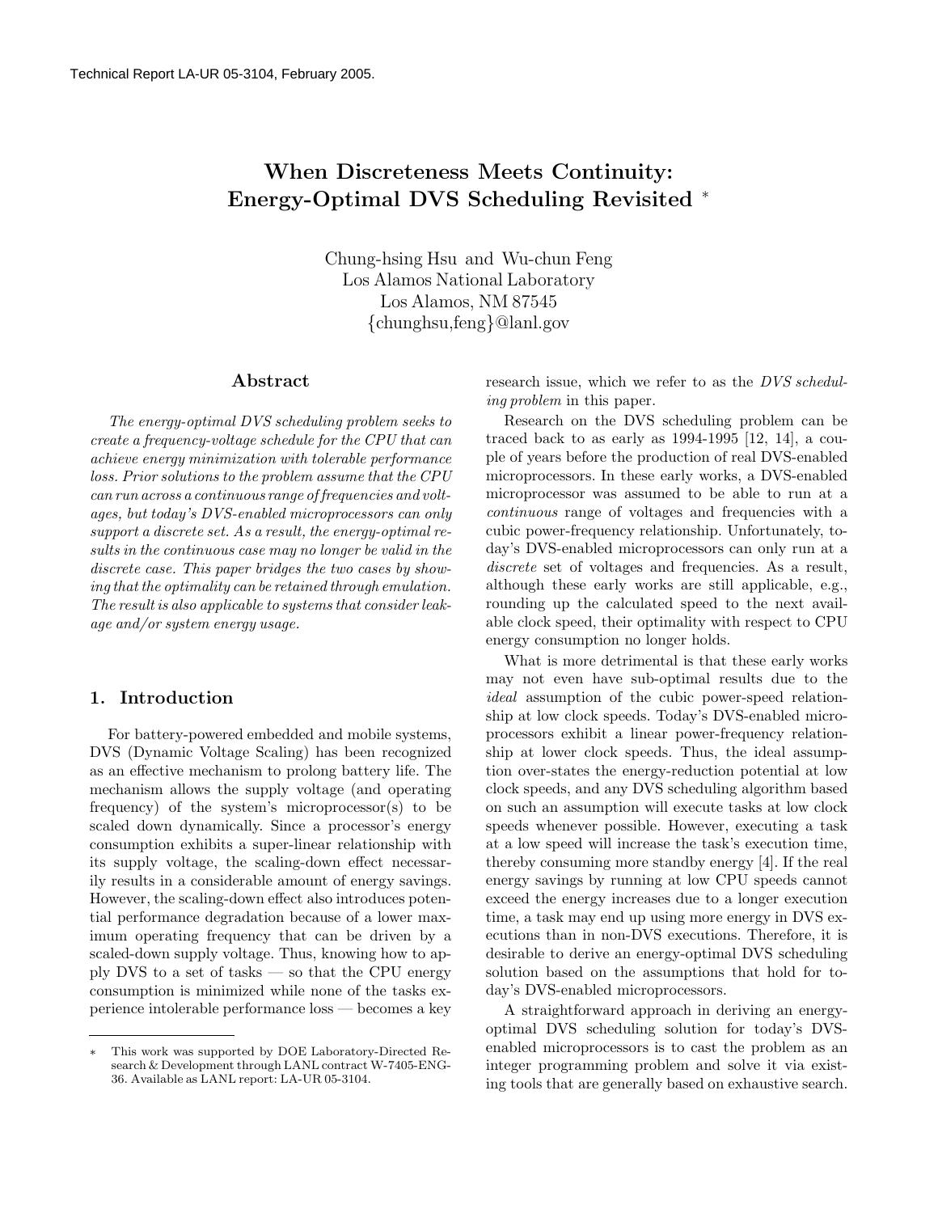Technical Report LA-UR 05-3104, February 2005.

# When Discreteness Meets Continuity: Energy-Optimal DVS Scheduling Revisited *

Chung-hsing Hsu and Wu-chun Feng
Los Alamos National Laboratory
Los Alamos, NM 87545
{chunghsu,feng}@lanl.gov

## Abstract

*The energy-optimal DVS scheduling problem seeks to create a frequency-voltage schedule for the CPU that can achieve energy minimization with tolerable performance loss. Prior solutions to the problem assume that the CPU can run across a continuous range of frequencies and voltages, but today's DVS-enabled microprocessors can only support a discrete set. As a result, the energy-optimal results in the continuous case may no longer be valid in the discrete case. This paper bridges the two cases by showing that the optimality can be retained through emulation. The result is also applicable to systems that consider leakage and/or system energy usage.*

## 1. Introduction

For battery-powered embedded and mobile systems, DVS (Dynamic Voltage Scaling) has been recognized as an effective mechanism to prolong battery life. The mechanism allows the supply voltage (and operating frequency) of the system's microprocessor(s) to be scaled down dynamically. Since a processor's energy consumption exhibits a super-linear relationship with its supply voltage, the scaling-down effect necessarily results in a considerable amount of energy savings. However, the scaling-down effect also introduces potential performance degradation because of a lower maximum operating frequency that can be driven by a scaled-down supply voltage. Thus, knowing how to apply DVS to a set of tasks — so that the CPU energy consumption is minimized while none of the tasks experience intolerable performance loss — becomes a key research issue, which we refer to as the *DVS scheduling problem* in this paper.

Research on the DVS scheduling problem can be traced back to as early as 1994-1995 [12, 14], a couple of years before the production of real DVS-enabled microprocessors. In these early works, a DVS-enabled microprocessor was assumed to be able to run at a *continuous* range of voltages and frequencies with a cubic power-frequency relationship. Unfortunately, today's DVS-enabled microprocessors can only run at a *discrete* set of voltages and frequencies. As a result, although these early works are still applicable, e.g., rounding up the calculated speed to the next available clock speed, their optimality with respect to CPU energy consumption no longer holds.

What is more detrimental is that these early works may not even have sub-optimal results due to the *ideal* assumption of the cubic power-speed relationship at low clock speeds. Today's DVS-enabled microprocessors exhibit a linear power-frequency relationship at lower clock speeds. Thus, the ideal assumption over-states the energy-reduction potential at low clock speeds, and any DVS scheduling algorithm based on such an assumption will execute tasks at low clock speeds whenever possible. However, executing a task at a low speed will increase the task's execution time, thereby consuming more standby energy [4]. If the real energy savings by running at low CPU speeds cannot exceed the energy increases due to a longer execution time, a task may end up using more energy in DVS executions than in non-DVS executions. Therefore, it is desirable to derive an energy-optimal DVS scheduling solution based on the assumptions that hold for today's DVS-enabled microprocessors.

A straightforward approach in deriving an energy-optimal DVS scheduling solution for today's DVS-enabled microprocessors is to cast the problem as an integer programming problem and solve it via existing tools that are generally based on exhaustive search.

* This work was supported by DOE Laboratory-Directed Research & Development through LANL contract W-7405-ENG-36. Available as LANL report: LA-UR 05-3104.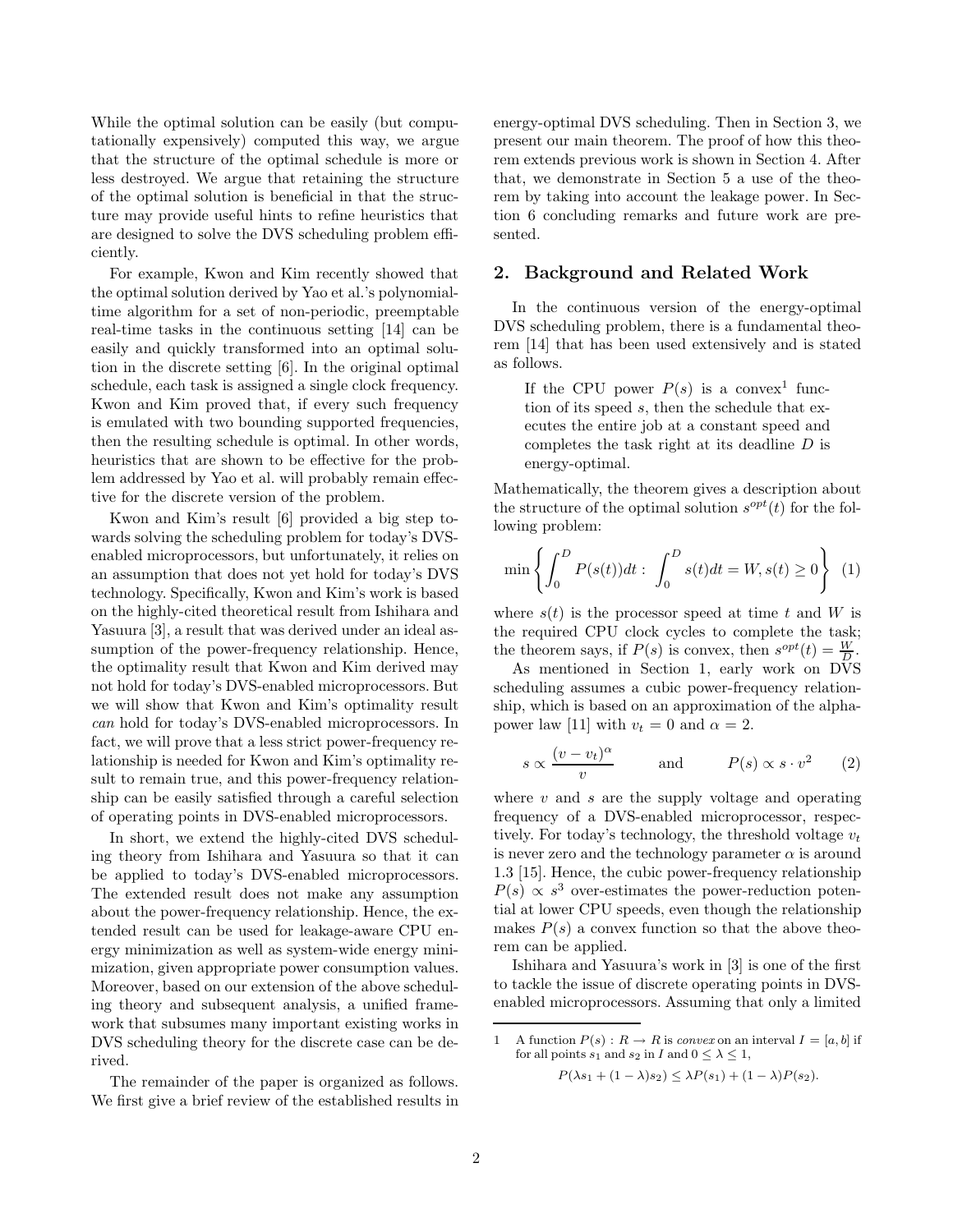While the optimal solution can be easily (but computationally expensively) computed this way, we argue that the structure of the optimal schedule is more or less destroyed. We argue that retaining the structure of the optimal solution is beneficial in that the structure may provide useful hints to refine heuristics that are designed to solve the DVS scheduling problem efficiently.

For example, Kwon and Kim recently showed that the optimal solution derived by Yao et al.'s polynomial-time algorithm for a set of non-periodic, preemptable real-time tasks in the continuous setting [14] can be easily and quickly transformed into an optimal solution in the discrete setting [6]. In the original optimal schedule, each task is assigned a single clock frequency. Kwon and Kim proved that, if every such frequency is emulated with two bounding supported frequencies, then the resulting schedule is optimal. In other words, heuristics that are shown to be effective for the problem addressed by Yao et al. will probably remain effective for the discrete version of the problem.

Kwon and Kim's result [6] provided a big step towards solving the scheduling problem for today's DVS-enabled microprocessors, but unfortunately, it relies on an assumption that does not yet hold for today's DVS technology. Specifically, Kwon and Kim's work is based on the highly-cited theoretical result from Ishihara and Yasuura [3], a result that was derived under an ideal assumption of the power-frequency relationship. Hence, the optimality result that Kwon and Kim derived may not hold for today's DVS-enabled microprocessors. But we will show that Kwon and Kim's optimality result *can* hold for today's DVS-enabled microprocessors. In fact, we will prove that a less strict power-frequency relationship is needed for Kwon and Kim's optimality result to remain true, and this power-frequency relationship can be easily satisfied through a careful selection of operating points in DVS-enabled microprocessors.

In short, we extend the highly-cited DVS scheduling theory from Ishihara and Yasuura so that it can be applied to today's DVS-enabled microprocessors. The extended result does not make any assumption about the power-frequency relationship. Hence, the extended result can be used for leakage-aware CPU energy minimization as well as system-wide energy minimization, given appropriate power consumption values. Moreover, based on our extension of the above scheduling theory and subsequent analysis, a unified framework that subsumes many important existing works in DVS scheduling theory for the discrete case can be derived.

The remainder of the paper is organized as follows. We first give a brief review of the established results in energy-optimal DVS scheduling. Then in Section 3, we present our main theorem. The proof of how this theorem extends previous work is shown in Section 4. After that, we demonstrate in Section 5 a use of the theorem by taking into account the leakage power. In Section 6 concluding remarks and future work are presented.

## 2. Background and Related Work

In the continuous version of the energy-optimal DVS scheduling problem, there is a fundamental theorem [14] that has been used extensively and is stated as follows.

> If the CPU power $P(s)$ is a convex[1] function of its speed $s$, then the schedule that executes the entire job at a constant speed and completes the task right at its deadline $D$ is energy-optimal.

Mathematically, the theorem gives a description about the structure of the optimal solution $s^{opt}(t)$ for the following problem:

$$\min \left\{ \int_0^D P(s(t))dt : \int_0^D s(t)dt = W, s(t) \geq 0 \right\} \quad (1)$$

where $s(t)$ is the processor speed at time $t$ and $W$ is the required CPU clock cycles to complete the task; the theorem says, if $P(s)$ is convex, then $s^{opt}(t) = \frac{W}{D}$.

As mentioned in Section 1, early work on DVS scheduling assumes a cubic power-frequency relationship, which is based on an approximation of the alpha-power law [11] with $v_t = 0$ and $\alpha = 2$.

$$s \propto \frac{(v - v_t)^\alpha}{v} \qquad \text{and} \qquad P(s) \propto s \cdot v^2 \qquad (2)$$

where $v$ and $s$ are the supply voltage and operating frequency of a DVS-enabled microprocessor, respectively. For today's technology, the threshold voltage $v_t$ is never zero and the technology parameter $\alpha$ is around 1.3 [15]. Hence, the cubic power-frequency relationship $P(s) \propto s^3$ over-estimates the power-reduction potential at lower CPU speeds, even though the relationship makes $P(s)$ a convex function so that the above theorem can be applied.

Ishihara and Yasuura's work in [3] is one of the first to tackle the issue of discrete operating points in DVS-enabled microprocessors. Assuming that only a limited

---

[1] A function $P(s) : R \rightarrow R$ is *convex* on an interval $I = [a, b]$ if for all points $s_1$ and $s_2$ in $I$ and $0 \leq \lambda \leq 1$,

$$P(\lambda s_1 + (1 - \lambda)s_2) \leq \lambda P(s_1) + (1 - \lambda)P(s_2).$$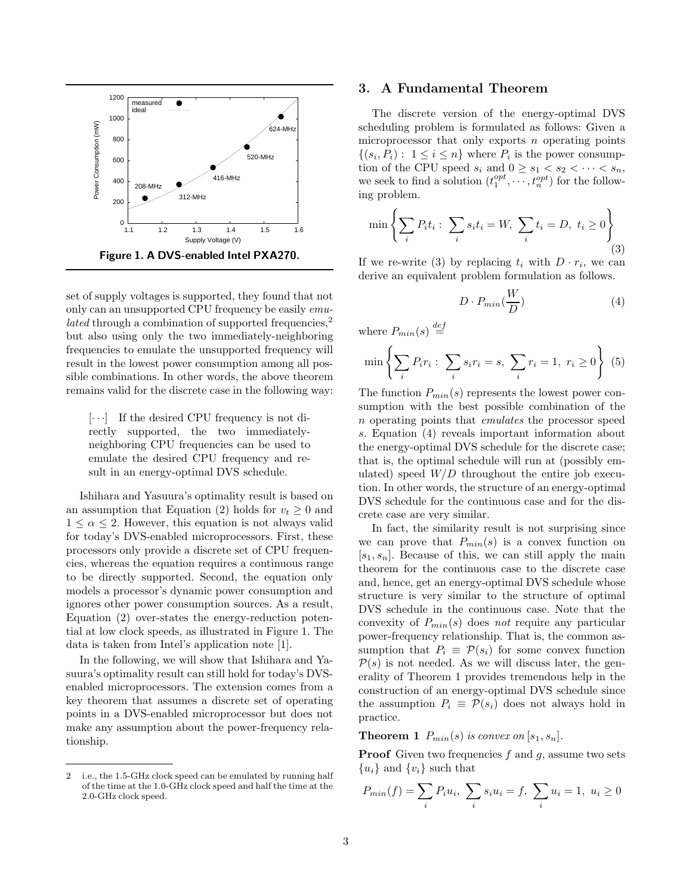Figure 1. A DVS-enabled Intel PXA270.

set of supply voltages is supported, they found that not only can an unsupported CPU frequency be easily *emulated* through a combination of supported frequencies,[2] but also using only the two immediately-neighboring frequencies to emulate the unsupported frequency will result in the lowest power consumption among all possible combinations. In other words, the above theorem remains valid for the discrete case in the following way:

> [$\cdots$] If the desired CPU frequency is not directly supported, the two immediately-neighboring CPU frequencies can be used to emulate the desired CPU frequency and result in an energy-optimal DVS schedule.

Ishihara and Yasuura's optimality result is based on an assumption that Equation (2) holds for $v_t \geq 0$ and $1 \leq \alpha \leq 2$. However, this equation is not always valid for today's DVS-enabled microprocessors. First, these processors only provide a discrete set of CPU frequencies, whereas the equation requires a continuous range to be directly supported. Second, the equation only models a processor's dynamic power consumption and ignores other power consumption sources. As a result, Equation (2) over-states the energy-reduction potential at low clock speeds, as illustrated in Figure 1. The data is taken from Intel's application note [1].

In the following, we will show that Ishihara and Yasuura's optimality result can still hold for today's DVS-enabled microprocessors. The extension comes from a key theorem that assumes a discrete set of operating points in a DVS-enabled microprocessor but does not make any assumption about the power-frequency relationship.

[2] i.e., the 1.5-GHz clock speed can be emulated by running half of the time at the 1.0-GHz clock speed and half the time at the 2.0-GHz clock speed.

## 3. A Fundamental Theorem

The discrete version of the energy-optimal DVS scheduling problem is formulated as follows: Given a microprocessor that only exports $n$ operating points $\{(s_i, P_i) : 1 \leq i \leq n\}$ where $P_i$ is the power consumption of the CPU speed $s_i$ and $0 \geq s_1 < s_2 < \cdots < s_n$, we seek to find a solution $(t_1^{opt}, \cdots, t_n^{opt})$ for the following problem.

$$\min \left\{ \sum_i P_i t_i : \sum_i s_i t_i = W, \sum_i t_i = D, \ t_i \geq 0 \right\} \tag{3}$$

If we re-write (3) by replacing $t_i$ with $D \cdot r_i$, we can derive an equivalent problem formulation as follows.

$$D \cdot P_{min}\left(\frac{W}{D}\right) \tag{4}$$

where $P_{min}(s) \stackrel{def}{=}$

$$\min \left\{ \sum_i P_i r_i : \sum_i s_i r_i = s, \sum_i r_i = 1, \ r_i \geq 0 \right\} \tag{5}$$

The function $P_{min}(s)$ represents the lowest power consumption with the best possible combination of the $n$ operating points that *emulates* the processor speed $s$. Equation (4) reveals important information about the energy-optimal DVS schedule for the discrete case; that is, the optimal schedule will run at (possibly emulated) speed $W/D$ throughout the entire job execution. In other words, the structure of an energy-optimal DVS schedule for the continuous case and for the discrete case are very similar.

In fact, the similarity result is not surprising since we can prove that $P_{min}(s)$ is a convex function on $[s_1, s_n]$. Because of this, we can still apply the main theorem for the continuous case to the discrete case and, hence, get an energy-optimal DVS schedule whose structure is very similar to the structure of optimal DVS schedule in the continuous case. Note that the convexity of $P_{min}(s)$ does *not* require any particular power-frequency relationship. That is, the common assumption that $P_i \equiv \mathcal{P}(s_i)$ for some convex function $\mathcal{P}(s)$ is not needed. As we will discuss later, the generality of Theorem 1 provides tremendous help in the construction of an energy-optimal DVS schedule since the assumption $P_i \equiv \mathcal{P}(s_i)$ does not always hold in practice.

**Theorem 1** *$P_{min}(s)$ is convex on $[s_1, s_n]$.*

**Proof** Given two frequencies $f$ and $g$, assume two sets $\{u_i\}$ and $\{v_i\}$ such that

$$P_{min}(f) = \sum_i P_i u_i, \ \sum_i s_i u_i = f, \ \sum_i u_i = 1, \ u_i \geq 0$$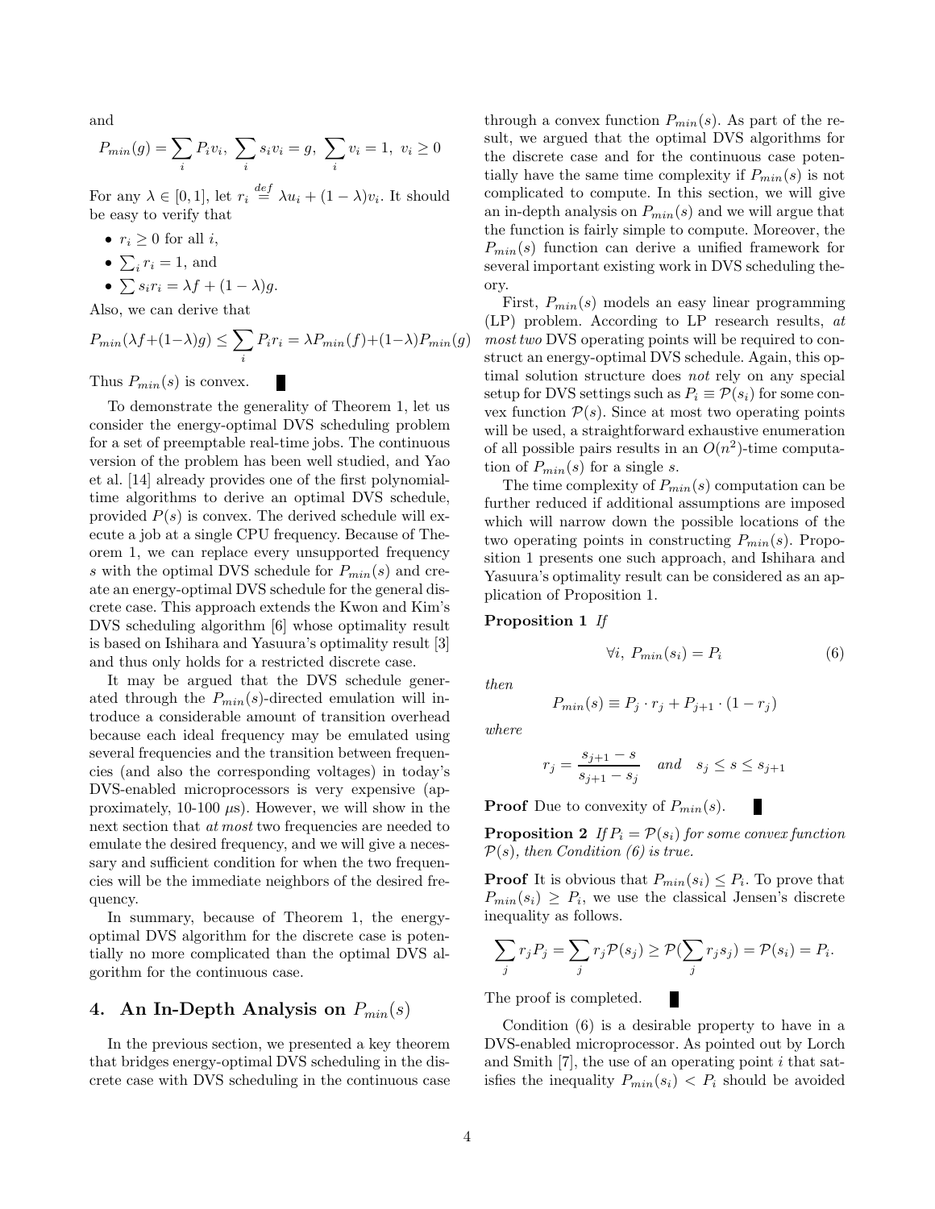and

$$P_{min}(g) = \sum_i P_i v_i,\ \sum_i s_i v_i = g,\ \sum_i v_i = 1,\ v_i \geq 0$$

For any $\lambda \in [0, 1]$, let $r_i \stackrel{def}{=} \lambda u_i + (1 - \lambda) v_i$. It should be easy to verify that

- $r_i \geq 0$ for all $i$,
- $\sum_i r_i = 1$, and
- $\sum s_i r_i = \lambda f + (1 - \lambda) g$.

Also, we can derive that

$$P_{min}(\lambda f + (1-\lambda) g) \leq \sum_i P_i r_i = \lambda P_{min}(f) + (1-\lambda) P_{min}(g)$$

Thus $P_{min}(s)$ is convex. ∎

To demonstrate the generality of Theorem 1, let us consider the energy-optimal DVS scheduling problem for a set of preemptable real-time jobs. The continuous version of the problem has been well studied, and Yao et al. [14] already provides one of the first polynomial-time algorithms to derive an optimal DVS schedule, provided $P(s)$ is convex. The derived schedule will execute a job at a single CPU frequency. Because of Theorem 1, we can replace every unsupported frequency $s$ with the optimal DVS schedule for $P_{min}(s)$ and create an energy-optimal DVS schedule for the general discrete case. This approach extends the Kwon and Kim's DVS scheduling algorithm [6] whose optimality result is based on Ishihara and Yasuura's optimality result [3] and thus only holds for a restricted discrete case.

It may be argued that the DVS schedule generated through the $P_{min}(s)$-directed emulation will introduce a considerable amount of transition overhead because each ideal frequency may be emulated using several frequencies and the transition between frequencies (and also the corresponding voltages) in today's DVS-enabled microprocessors is very expensive (approximately, 10-100 $\mu$s). However, we will show in the next section that *at most* two frequencies are needed to emulate the desired frequency, and we will give a necessary and sufficient condition for when the two frequencies will be the immediate neighbors of the desired frequency.

In summary, because of Theorem 1, the energy-optimal DVS algorithm for the discrete case is potentially no more complicated than the optimal DVS algorithm for the continuous case.

## 4. An In-Depth Analysis on $P_{min}(s)$

In the previous section, we presented a key theorem that bridges energy-optimal DVS scheduling in the discrete case with DVS scheduling in the continuous case through a convex function $P_{min}(s)$. As part of the result, we argued that the optimal DVS algorithms for the discrete case and for the continuous case potentially have the same time complexity if $P_{min}(s)$ is not complicated to compute. In this section, we will give an in-depth analysis on $P_{min}(s)$ and we will argue that the function is fairly simple to compute. Moreover, the $P_{min}(s)$ function can derive a unified framework for several important existing work in DVS scheduling theory.

First, $P_{min}(s)$ models an easy linear programming (LP) problem. According to LP research results, *at most two* DVS operating points will be required to construct an energy-optimal DVS schedule. Again, this optimal solution structure does *not* rely on any special setup for DVS settings such as $P_i \equiv \mathcal{P}(s_i)$ for some convex function $\mathcal{P}(s)$. Since at most two operating points will be used, a straightforward exhaustive enumeration of all possible pairs results in an $O(n^2)$-time computation of $P_{min}(s)$ for a single $s$.

The time complexity of $P_{min}(s)$ computation can be further reduced if additional assumptions are imposed which will narrow down the possible locations of the two operating points in constructing $P_{min}(s)$. Proposition 1 presents one such approach, and Ishihara and Yasuura's optimality result can be considered as an application of Proposition 1.

**Proposition 1** *If*

$$\forall i,\ P_{min}(s_i) = P_i \tag{6}$$

*then*

$$P_{min}(s) \equiv P_j \cdot r_j + P_{j+1} \cdot (1 - r_j)$$

*where*

$$r_j = \frac{s_{j+1} - s}{s_{j+1} - s_j} \quad \textit{and} \quad s_j \leq s \leq s_{j+1}$$

**Proof** Due to convexity of $P_{min}(s)$. ∎

**Proposition 2** *If $P_i = \mathcal{P}(s_i)$ for some convex function $\mathcal{P}(s)$, then Condition (6) is true.*

**Proof** It is obvious that $P_{min}(s_i) \leq P_i$. To prove that $P_{min}(s_i) \geq P_i$, we use the classical Jensen's discrete inequality as follows.

$$\sum_j r_j P_j = \sum_j r_j \mathcal{P}(s_j) \geq \mathcal{P}(\sum_j r_j s_j) = \mathcal{P}(s_i) = P_i.$$

The proof is completed. ∎

Condition (6) is a desirable property to have in a DVS-enabled microprocessor. As pointed out by Lorch and Smith [7], the use of an operating point $i$ that satisfies the inequality $P_{min}(s_i) < P_i$ should be avoided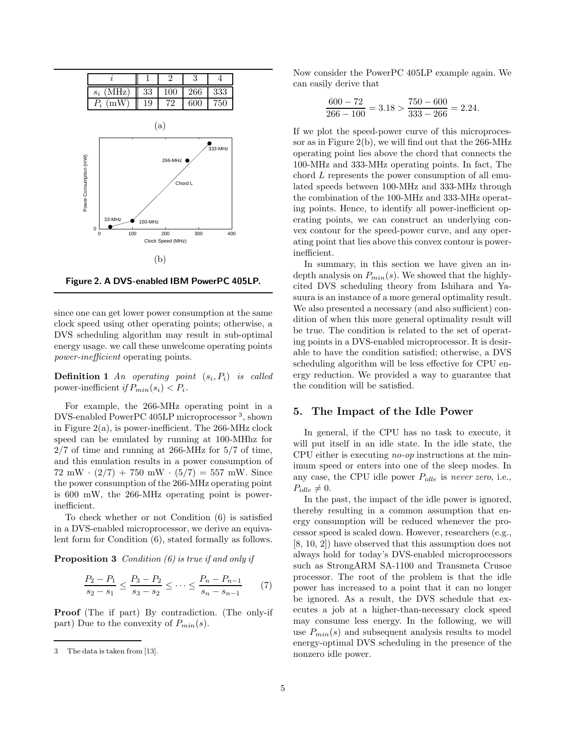| $i$ | 1 | 2 | 3 | 4 |
|---|---|---|---|---|
| $s_i$ (MHz) | 33 | 100 | 266 | 333 |
| $P_i$ (mW) | 19 | 72 | 600 | 750 |

(a)

(b)

**Figure 2. A DVS-enabled IBM PowerPC 405LP.**

since one can get lower power consumption at the same clock speed using other operating points; otherwise, a DVS scheduling algorithm may result in sub-optimal energy usage. we call these unwelcome operating points *power-inefficient* operating points.

**Definition 1** *An operating point* $(s_i, P_i)$ *is called* power-inefficient *if* $P_{min}(s_i) < P_i$.

For example, the 266-MHz operating point in a DVS-enabled PowerPC 405LP microprocessor [3], shown in Figure 2(a), is power-inefficient. The 266-MHz clock speed can be emulated by running at 100-MHhz for 2/7 of time and running at 266-MHz for 5/7 of time, and this emulation results in a power consumption of 72 mW $\cdot$ (2/7) + 750 mW $\cdot$ (5/7) = 557 mW. Since the power consumption of the 266-MHz operating point is 600 mW, the 266-MHz operating point is power-inefficient.

To check whether or not Condition (6) is satisfied in a DVS-enabled microprocessor, we derive an equivalent form for Condition (6), stated formally as follows.

**Proposition 3** *Condition (6) is true if and only if*

$$\frac{P_2 - P_1}{s_2 - s_1} \leq \frac{P_3 - P_2}{s_3 - s_2} \leq \cdots \leq \frac{P_n - P_{n-1}}{s_n - s_{n-1}} \qquad (7)$$

**Proof** (The if part) By contradiction. (The only-if part) Due to the convexity of $P_{min}(s)$.

[3] The data is taken from [13].

Now consider the PowerPC 405LP example again. We can easily derive that

$$\frac{600 - 72}{266 - 100} = 3.18 > \frac{750 - 600}{333 - 266} = 2.24.$$

If we plot the speed-power curve of this microprocessor as in Figure 2(b), we will find out that the 266-MHz operating point lies above the chord that connects the 100-MHz and 333-MHz operating points. In fact, The chord $L$ represents the power consumption of all emulated speeds between 100-MHz and 333-MHz through the combination of the 100-MHz and 333-MHz operating points. Hence, to identify all power-inefficient operating points, we can construct an underlying convex contour for the speed-power curve, and any operating point that lies above this convex contour is power-inefficient.

In summary, in this section we have given an in-depth analysis on $P_{min}(s)$. We showed that the highly-cited DVS scheduling theory from Ishihara and Yasuura is an instance of a more general optimality result. We also presented a necessary (and also sufficient) condition of when this more general optimality result will be true. The condition is related to the set of operating points in a DVS-enabled microprocessor. It is desirable to have the condition satisfied; otherwise, a DVS scheduling algorithm will be less effective for CPU energy reduction. We provided a way to guarantee that the condition will be satisfied.

## 5. The Impact of the Idle Power

In general, if the CPU has no task to execute, it will put itself in an idle state. In the idle state, the CPU either is executing *no-op* instructions at the minimum speed or enters into one of the sleep modes. In any case, the CPU idle power $P_{idle}$ is *never zero*, i.e., $P_{idle} \neq 0$.

In the past, the impact of the idle power is ignored, thereby resulting in a common assumption that energy consumption will be reduced whenever the processor speed is scaled down. However, researchers (e.g., [8, 10, 2]) have observed that this assumption does not always hold for today's DVS-enabled microprocessors such as StrongARM SA-1100 and Transmeta Crusoe processor. The root of the problem is that the idle power has increased to a point that it can no longer be ignored. As a result, the DVS schedule that executes a job at a higher-than-necessary clock speed may consume less energy. In the following, we will use $P_{min}(s)$ and subsequent analysis results to model energy-optimal DVS scheduling in the presence of the nonzero idle power.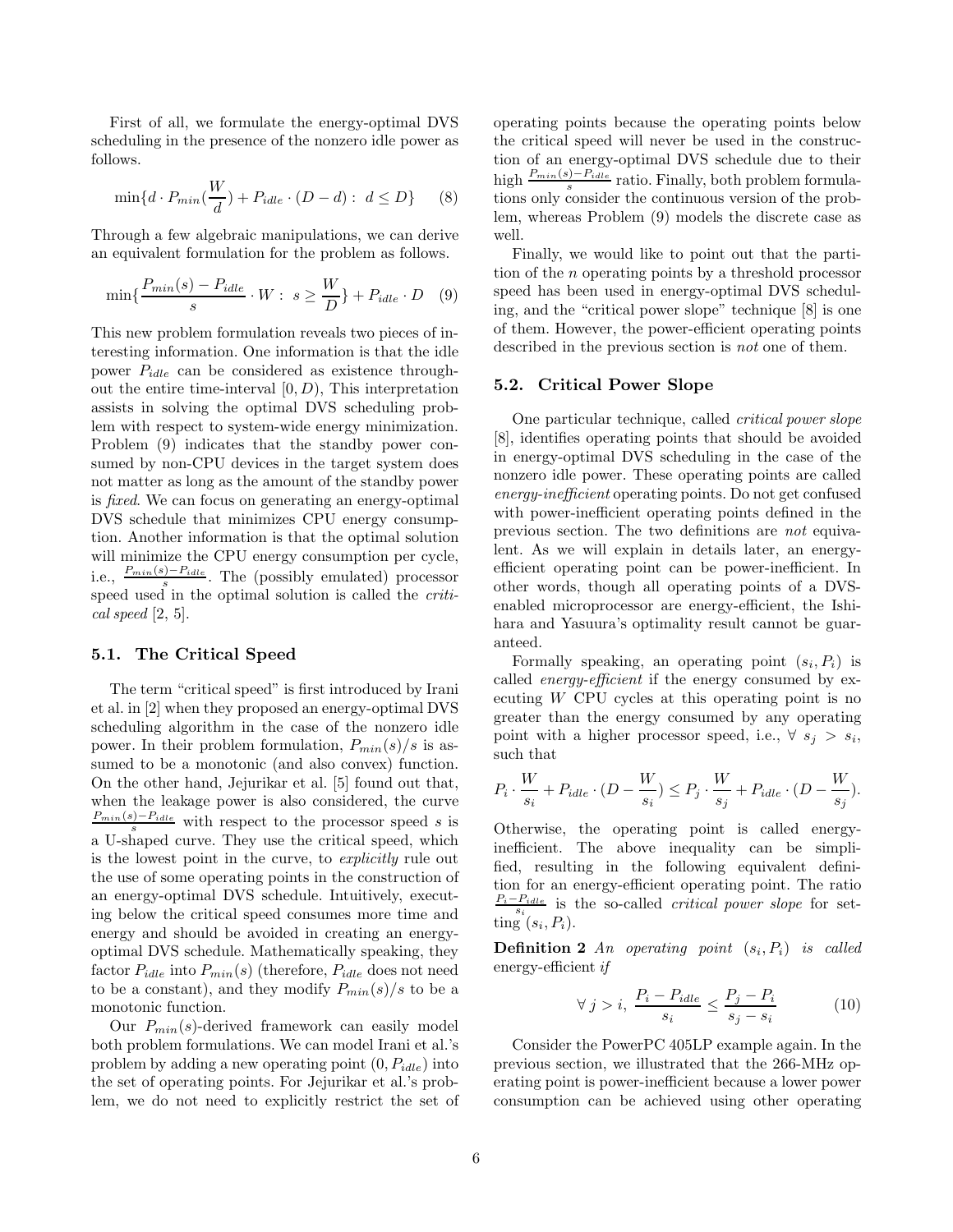First of all, we formulate the energy-optimal DVS scheduling in the presence of the nonzero idle power as follows.

$$\min\{d \cdot P_{min}(\frac{W}{d}) + P_{idle} \cdot (D - d) : \; d \leq D\} \quad (8)$$

Through a few algebraic manipulations, we can derive an equivalent formulation for the problem as follows.

$$\min\{\frac{P_{min}(s) - P_{idle}}{s} \cdot W : \; s \geq \frac{W}{D}\} + P_{idle} \cdot D \quad (9)$$

This new problem formulation reveals two pieces of interesting information. One information is that the idle power $P_{idle}$ can be considered as existence throughout the entire time-interval $[0, D)$, This interpretation assists in solving the optimal DVS scheduling problem with respect to system-wide energy minimization. Problem (9) indicates that the standby power consumed by non-CPU devices in the target system does not matter as long as the amount of the standby power is *fixed*. We can focus on generating an energy-optimal DVS schedule that minimizes CPU energy consumption. Another information is that the optimal solution will minimize the CPU energy consumption per cycle, i.e., $\frac{P_{min}(s)-P_{idle}}{s}$. The (possibly emulated) processor speed used in the optimal solution is called the *critical speed* [2, 5].

### 5.1. The Critical Speed

The term "critical speed" is first introduced by Irani et al. in [2] when they proposed an energy-optimal DVS scheduling algorithm in the case of the nonzero idle power. In their problem formulation, $P_{min}(s)/s$ is assumed to be a monotonic (and also convex) function. On the other hand, Jejurikar et al. [5] found out that, when the leakage power is also considered, the curve $\frac{P_{min}(s)-P_{idle}}{s}$ with respect to the processor speed $s$ is a U-shaped curve. They use the critical speed, which is the lowest point in the curve, to *explicitly* rule out the use of some operating points in the construction of an energy-optimal DVS schedule. Intuitively, executing below the critical speed consumes more time and energy and should be avoided in creating an energy-optimal DVS schedule. Mathematically speaking, they factor $P_{idle}$ into $P_{min}(s)$ (therefore, $P_{idle}$ does not need to be a constant), and they modify $P_{min}(s)/s$ to be a monotonic function.

Our $P_{min}(s)$-derived framework can easily model both problem formulations. We can model Irani et al.'s problem by adding a new operating point $(0, P_{idle})$ into the set of operating points. For Jejurikar et al.'s problem, we do not need to explicitly restrict the set of operating points because the operating points below the critical speed will never be used in the construction of an energy-optimal DVS schedule due to their high $\frac{P_{min}(s)-P_{idle}}{s}$ ratio. Finally, both problem formulations only consider the continuous version of the problem, whereas Problem (9) models the discrete case as well.

Finally, we would like to point out that the partition of the $n$ operating points by a threshold processor speed has been used in energy-optimal DVS scheduling, and the "critical power slope" technique [8] is one of them. However, the power-efficient operating points described in the previous section is *not* one of them.

### 5.2. Critical Power Slope

One particular technique, called *critical power slope* [8], identifies operating points that should be avoided in energy-optimal DVS scheduling in the case of the nonzero idle power. These operating points are called *energy-inefficient* operating points. Do not get confused with power-inefficient operating points defined in the previous section. The two definitions are *not* equivalent. As we will explain in details later, an energy-efficient operating point can be power-inefficient. In other words, though all operating points of a DVS-enabled microprocessor are energy-efficient, the Ishihara and Yasuura's optimality result cannot be guaranteed.

Formally speaking, an operating point $(s_i, P_i)$ is called *energy-efficient* if the energy consumed by executing $W$ CPU cycles at this operating point is no greater than the energy consumed by any operating point with a higher processor speed, i.e., $\forall \; s_j > s_i$, such that

$$P_i \cdot \frac{W}{s_i} + P_{idle} \cdot (D - \frac{W}{s_i}) \leq P_j \cdot \frac{W}{s_j} + P_{idle} \cdot (D - \frac{W}{s_j}).$$

Otherwise, the operating point is called energy-inefficient. The above inequality can be simplified, resulting in the following equivalent definition for an energy-efficient operating point. The ratio $\frac{P_i - P_{idle}}{s_i}$ is the so-called *critical power slope* for setting $(s_i, P_i)$.

**Definition 2** *An operating point $(s_i, P_i)$ is called* energy-efficient *if*

$$\forall \; j > i, \; \frac{P_i - P_{idle}}{s_i} \leq \frac{P_j - P_i}{s_j - s_i} \quad (10)$$

Consider the PowerPC 405LP example again. In the previous section, we illustrated that the 266-MHz operating point is power-inefficient because a lower power consumption can be achieved using other operating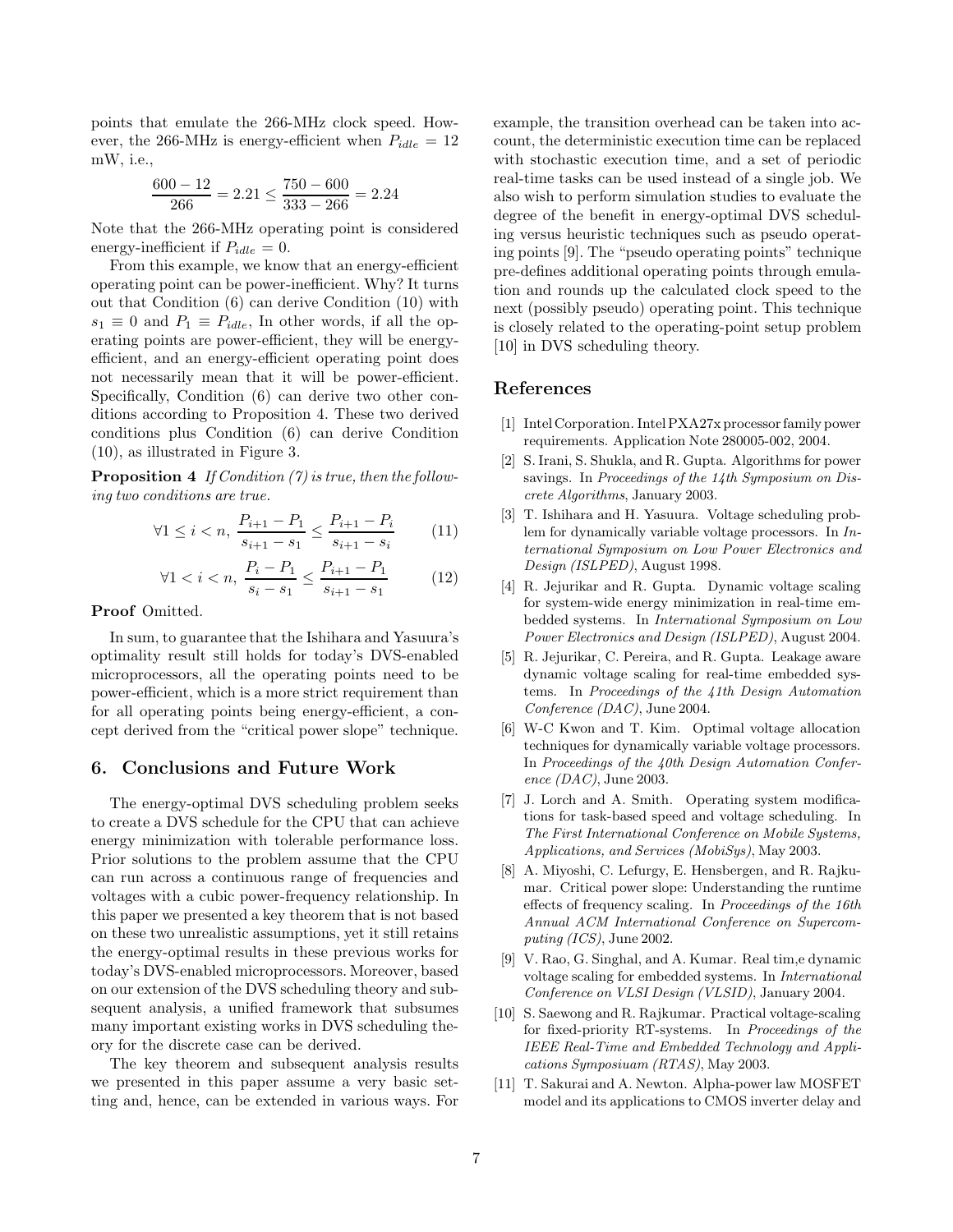points that emulate the 266-MHz clock speed. However, the 266-MHz is energy-efficient when $P_{idle} = 12$ mW, i.e.,

$$\frac{600-12}{266} = 2.21 \leq \frac{750-600}{333-266} = 2.24$$

Note that the 266-MHz operating point is considered energy-inefficient if $P_{idle} = 0$.

From this example, we know that an energy-efficient operating point can be power-inefficient. Why? It turns out that Condition (6) can derive Condition (10) with $s_1 \equiv 0$ and $P_1 \equiv P_{idle}$, In other words, if all the operating points are power-efficient, they will be energy-efficient, and an energy-efficient operating point does not necessarily mean that it will be power-efficient. Specifically, Condition (6) can derive two other conditions according to Proposition 4. These two derived conditions plus Condition (6) can derive Condition (10), as illustrated in Figure 3.

**Proposition 4** *If Condition (7) is true, then the following two conditions are true.*

$$\forall 1 \leq i < n, \; \frac{P_{i+1} - P_1}{s_{i+1} - s_1} \leq \frac{P_{i+1} - P_i}{s_{i+1} - s_i} \qquad (11)$$

$$\forall 1 < i < n, \; \frac{P_i - P_1}{s_i - s_1} \leq \frac{P_{i+1} - P_1}{s_{i+1} - s_1} \qquad (12)$$

**Proof** Omitted.

In sum, to guarantee that the Ishihara and Yasuura's optimality result still holds for today's DVS-enabled microprocessors, all the operating points need to be power-efficient, which is a more strict requirement than for all operating points being energy-efficient, a concept derived from the "critical power slope" technique.

## 6. Conclusions and Future Work

The energy-optimal DVS scheduling problem seeks to create a DVS schedule for the CPU that can achieve energy minimization with tolerable performance loss. Prior solutions to the problem assume that the CPU can run across a continuous range of frequencies and voltages with a cubic power-frequency relationship. In this paper we presented a key theorem that is not based on these two unrealistic assumptions, yet it still retains the energy-optimal results in these previous works for today's DVS-enabled microprocessors. Moreover, based on our extension of the DVS scheduling theory and subsequent analysis, a unified framework that subsumes many important existing works in DVS scheduling theory for the discrete case can be derived.

The key theorem and subsequent analysis results we presented in this paper assume a very basic setting and, hence, can be extended in various ways. For example, the transition overhead can be taken into account, the deterministic execution time can be replaced with stochastic execution time, and a set of periodic real-time tasks can be used instead of a single job. We also wish to perform simulation studies to evaluate the degree of the benefit in energy-optimal DVS scheduling versus heuristic techniques such as pseudo operating points [9]. The "pseudo operating points" technique pre-defines additional operating points through emulation and rounds up the calculated clock speed to the next (possibly pseudo) operating point. This technique is closely related to the operating-point setup problem [10] in DVS scheduling theory.

## References

[1] Intel Corporation. Intel PXA27x processor family power requirements. Application Note 280005-002, 2004.

[2] S. Irani, S. Shukla, and R. Gupta. Algorithms for power savings. In *Proceedings of the 14th Symposium on Discrete Algorithms*, January 2003.

[3] T. Ishihara and H. Yasuura. Voltage scheduling problem for dynamically variable voltage processors. In *International Symposium on Low Power Electronics and Design (ISLPED)*, August 1998.

[4] R. Jejurikar and R. Gupta. Dynamic voltage scaling for system-wide energy minimization in real-time embedded systems. In *International Symposium on Low Power Electronics and Design (ISLPED)*, August 2004.

[5] R. Jejurikar, C. Pereira, and R. Gupta. Leakage aware dynamic voltage scaling for real-time embedded systems. In *Proceedings of the 41th Design Automation Conference (DAC)*, June 2004.

[6] W-C Kwon and T. Kim. Optimal voltage allocation techniques for dynamically variable voltage processors. In *Proceedings of the 40th Design Automation Conference (DAC)*, June 2003.

[7] J. Lorch and A. Smith. Operating system modifications for task-based speed and voltage scheduling. In *The First International Conference on Mobile Systems, Applications, and Services (MobiSys)*, May 2003.

[8] A. Miyoshi, C. Lefurgy, E. Hensbergen, and R. Rajkumar. Critical power slope: Understanding the runtime effects of frequency scaling. In *Proceedings of the 16th Annual ACM International Conference on Supercomputing (ICS)*, June 2002.

[9] V. Rao, G. Singhal, and A. Kumar. Real tim,e dynamic voltage scaling for embedded systems. In *International Conference on VLSI Design (VLSID)*, January 2004.

[10] S. Saewong and R. Rajkumar. Practical voltage-scaling for fixed-priority RT-systems. In *Proceedings of the IEEE Real-Time and Embedded Technology and Applications Symposiuam (RTAS)*, May 2003.

[11] T. Sakurai and A. Newton. Alpha-power law MOSFET model and its applications to CMOS inverter delay and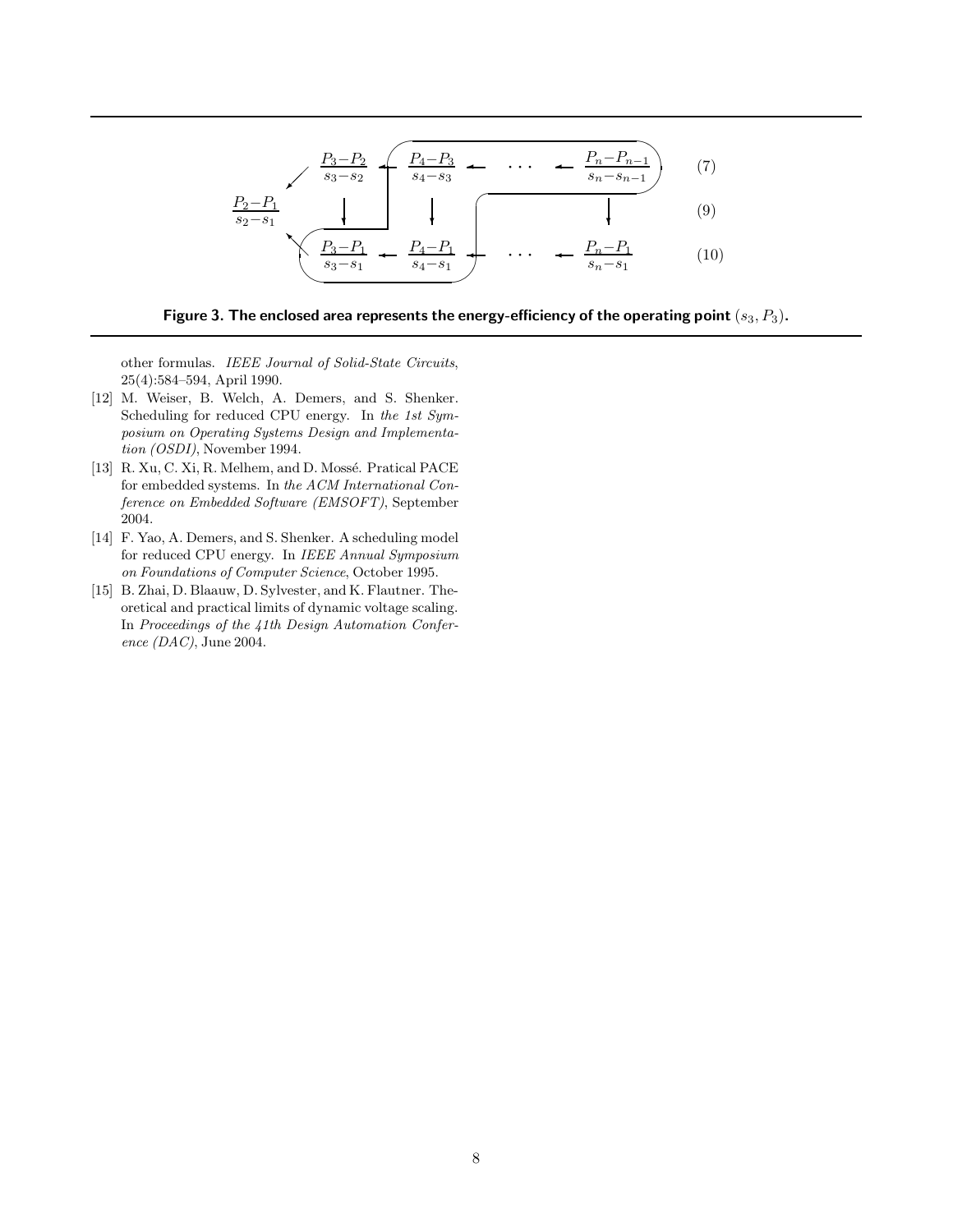$$\frac{P_2-P_1}{s_2-s_1} \quad \frac{P_3-P_2}{s_3-s_2} \quad \frac{P_4-P_3}{s_4-s_3} \quad \cdots \quad \frac{P_n-P_{n-1}}{s_n-s_{n-1}} \qquad (7)$$

$$(9)$$

$$\frac{P_3-P_1}{s_3-s_1} \quad \frac{P_4-P_1}{s_4-s_1} \quad \cdots \quad \frac{P_n-P_1}{s_n-s_1} \qquad (10)$$

**Figure 3. The enclosed area represents the energy-efficiency of the operating point $(s_3, P_3)$.**

other formulas. *IEEE Journal of Solid-State Circuits*, 25(4):584–594, April 1990.

[12] M. Weiser, B. Welch, A. Demers, and S. Shenker. Scheduling for reduced CPU energy. In *the 1st Symposium on Operating Systems Design and Implementation (OSDI)*, November 1994.

[13] R. Xu, C. Xi, R. Melhem, and D. Mossé. Pratical PACE for embedded systems. In *the ACM International Conference on Embedded Software (EMSOFT)*, September 2004.

[14] F. Yao, A. Demers, and S. Shenker. A scheduling model for reduced CPU energy. In *IEEE Annual Symposium on Foundations of Computer Science*, October 1995.

[15] B. Zhai, D. Blaauw, D. Sylvester, and K. Flautner. Theoretical and practical limits of dynamic voltage scaling. In *Proceedings of the 41th Design Automation Conference (DAC)*, June 2004.